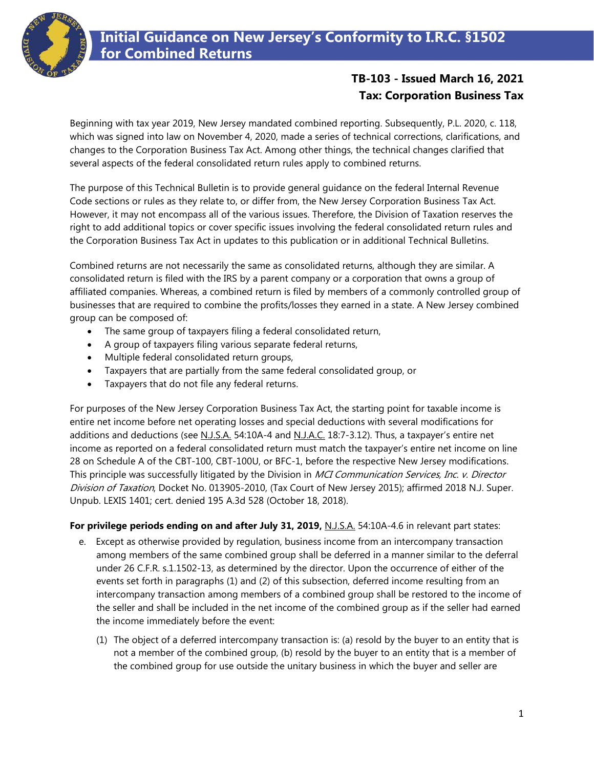# Initial Guidance on New Jersey's Conformity to I.R.C. §1502 for Combined Returns

**TB-103 - Issued March 16, 2021**
**Tax: Corporation Business Tax**

Beginning with tax year 2019, New Jersey mandated combined reporting. Subsequently, P.L. 2020, c. 118, which was signed into law on November 4, 2020, made a series of technical corrections, clarifications, and changes to the Corporation Business Tax Act. Among other things, the technical changes clarified that several aspects of the federal consolidated return rules apply to combined returns.

The purpose of this Technical Bulletin is to provide general guidance on the federal Internal Revenue Code sections or rules as they relate to, or differ from, the New Jersey Corporation Business Tax Act. However, it may not encompass all of the various issues. Therefore, the Division of Taxation reserves the right to add additional topics or cover specific issues involving the federal consolidated return rules and the Corporation Business Tax Act in updates to this publication or in additional Technical Bulletins.

Combined returns are not necessarily the same as consolidated returns, although they are similar. A consolidated return is filed with the IRS by a parent company or a corporation that owns a group of affiliated companies. Whereas, a combined return is filed by members of a commonly controlled group of businesses that are required to combine the profits/losses they earned in a state. A New Jersey combined group can be composed of:

- The same group of taxpayers filing a federal consolidated return,
- A group of taxpayers filing various separate federal returns,
- Multiple federal consolidated return groups,
- Taxpayers that are partially from the same federal consolidated group, or
- Taxpayers that do not file any federal returns.

For purposes of the New Jersey Corporation Business Tax Act, the starting point for taxable income is entire net income before net operating losses and special deductions with several modifications for additions and deductions (see N.J.S.A. 54:10A-4 and N.J.A.C. 18:7-3.12). Thus, a taxpayer's entire net income as reported on a federal consolidated return must match the taxpayer's entire net income on line 28 on Schedule A of the CBT-100, CBT-100U, or BFC-1, before the respective New Jersey modifications. This principle was successfully litigated by the Division in *MCI Communication Services, Inc. v. Director Division of Taxation*, Docket No. 013905-2010, (Tax Court of New Jersey 2015); affirmed 2018 N.J. Super. Unpub. LEXIS 1401; cert. denied 195 A.3d 528 (October 18, 2018).

**For privilege periods ending on and after July 31, 2019,** N.J.S.A. 54:10A-4.6 in relevant part states:

e. Except as otherwise provided by regulation, business income from an intercompany transaction among members of the same combined group shall be deferred in a manner similar to the deferral under 26 C.F.R. s.1.1502-13, as determined by the director. Upon the occurrence of either of the events set forth in paragraphs (1) and (2) of this subsection, deferred income resulting from an intercompany transaction among members of a combined group shall be restored to the income of the seller and shall be included in the net income of the combined group as if the seller had earned the income immediately before the event:

   (1) The object of a deferred intercompany transaction is: (a) resold by the buyer to an entity that is not a member of the combined group, (b) resold by the buyer to an entity that is a member of the combined group for use outside the unitary business in which the buyer and seller are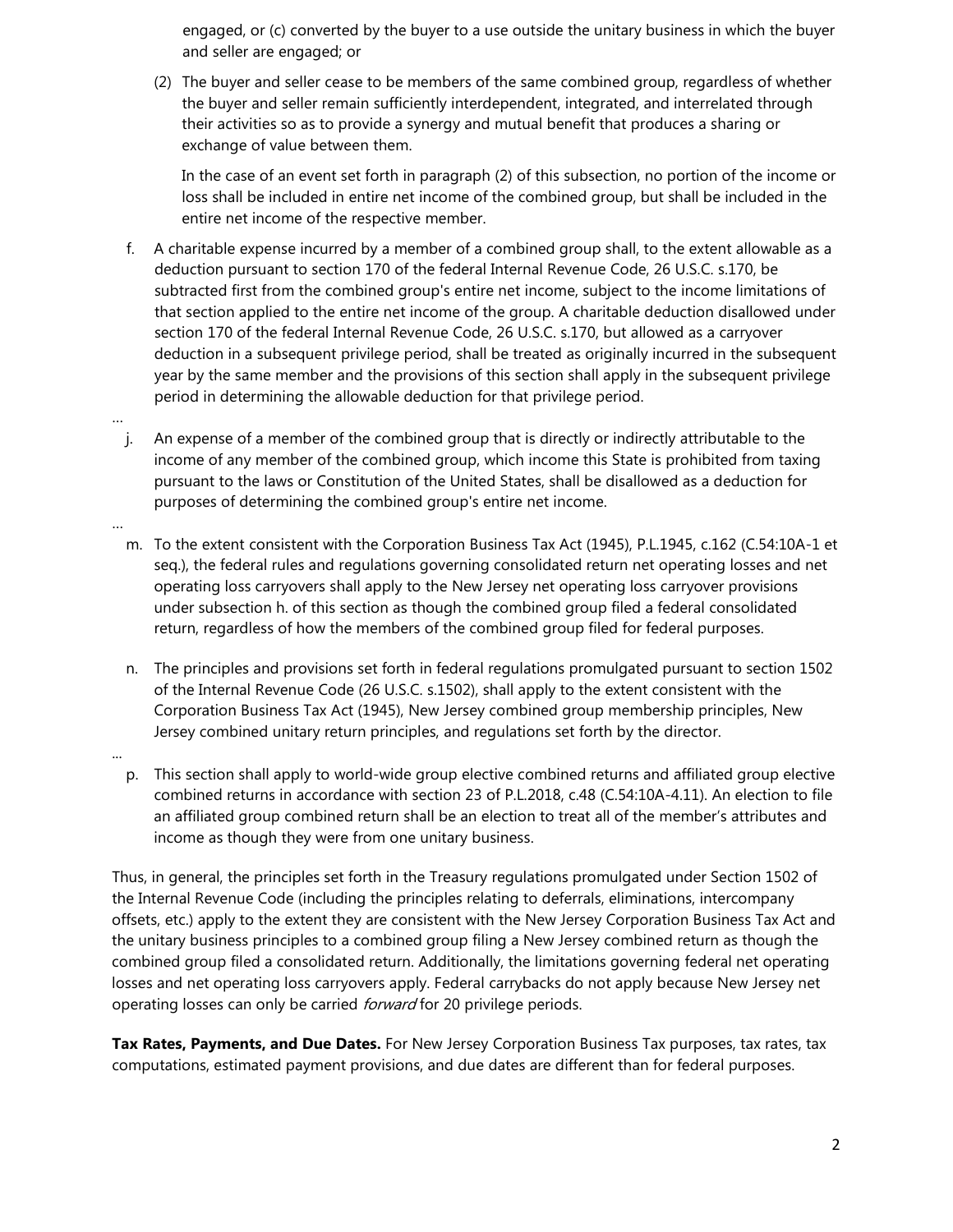engaged, or (c) converted by the buyer to a use outside the unitary business in which the buyer and seller are engaged; or

(2) The buyer and seller cease to be members of the same combined group, regardless of whether the buyer and seller remain sufficiently interdependent, integrated, and interrelated through their activities so as to provide a synergy and mutual benefit that produces a sharing or exchange of value between them.

In the case of an event set forth in paragraph (2) of this subsection, no portion of the income or loss shall be included in entire net income of the combined group, but shall be included in the entire net income of the respective member.

f. A charitable expense incurred by a member of a combined group shall, to the extent allowable as a deduction pursuant to section 170 of the federal Internal Revenue Code, 26 U.S.C. s.170, be subtracted first from the combined group's entire net income, subject to the income limitations of that section applied to the entire net income of the group. A charitable deduction disallowed under section 170 of the federal Internal Revenue Code, 26 U.S.C. s.170, but allowed as a carryover deduction in a subsequent privilege period, shall be treated as originally incurred in the subsequent year by the same member and the provisions of this section shall apply in the subsequent privilege period in determining the allowable deduction for that privilege period.

…

j. An expense of a member of the combined group that is directly or indirectly attributable to the income of any member of the combined group, which income this State is prohibited from taxing pursuant to the laws or Constitution of the United States, shall be disallowed as a deduction for purposes of determining the combined group's entire net income.

…

m. To the extent consistent with the Corporation Business Tax Act (1945), P.L.1945, c.162 (C.54:10A-1 et seq.), the federal rules and regulations governing consolidated return net operating losses and net operating loss carryovers shall apply to the New Jersey net operating loss carryover provisions under subsection h. of this section as though the combined group filed a federal consolidated return, regardless of how the members of the combined group filed for federal purposes.

n. The principles and provisions set forth in federal regulations promulgated pursuant to section 1502 of the Internal Revenue Code (26 U.S.C. s.1502), shall apply to the extent consistent with the Corporation Business Tax Act (1945), New Jersey combined group membership principles, New Jersey combined unitary return principles, and regulations set forth by the director.

…

p. This section shall apply to world-wide group elective combined returns and affiliated group elective combined returns in accordance with section 23 of P.L.2018, c.48 (C.54:10A-4.11). An election to file an affiliated group combined return shall be an election to treat all of the member's attributes and income as though they were from one unitary business.

Thus, in general, the principles set forth in the Treasury regulations promulgated under Section 1502 of the Internal Revenue Code (including the principles relating to deferrals, eliminations, intercompany offsets, etc.) apply to the extent they are consistent with the New Jersey Corporation Business Tax Act and the unitary business principles to a combined group filing a New Jersey combined return as though the combined group filed a consolidated return. Additionally, the limitations governing federal net operating losses and net operating loss carryovers apply. Federal carrybacks do not apply because New Jersey net operating losses can only be carried *forward* for 20 privilege periods.

**Tax Rates, Payments, and Due Dates.** For New Jersey Corporation Business Tax purposes, tax rates, tax computations, estimated payment provisions, and due dates are different than for federal purposes.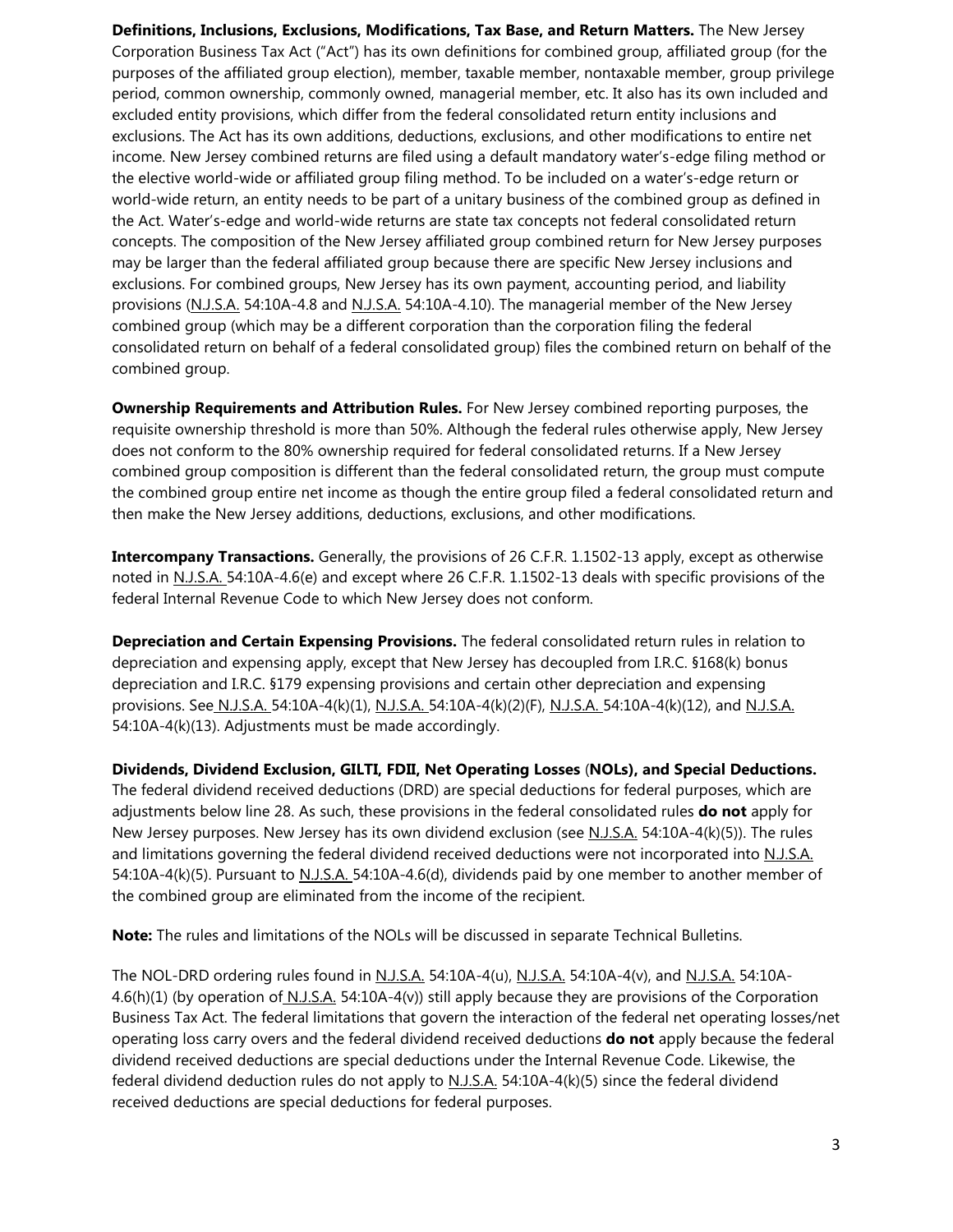**Definitions, Inclusions, Exclusions, Modifications, Tax Base, and Return Matters.** The New Jersey Corporation Business Tax Act ("Act") has its own definitions for combined group, affiliated group (for the purposes of the affiliated group election), member, taxable member, nontaxable member, group privilege period, common ownership, commonly owned, managerial member, etc. It also has its own included and excluded entity provisions, which differ from the federal consolidated return entity inclusions and exclusions. The Act has its own additions, deductions, exclusions, and other modifications to entire net income. New Jersey combined returns are filed using a default mandatory water's-edge filing method or the elective world-wide or affiliated group filing method. To be included on a water's-edge return or world-wide return, an entity needs to be part of a unitary business of the combined group as defined in the Act. Water's-edge and world-wide returns are state tax concepts not federal consolidated return concepts. The composition of the New Jersey affiliated group combined return for New Jersey purposes may be larger than the federal affiliated group because there are specific New Jersey inclusions and exclusions. For combined groups, New Jersey has its own payment, accounting period, and liability provisions (N.J.S.A. 54:10A-4.8 and N.J.S.A. 54:10A-4.10). The managerial member of the New Jersey combined group (which may be a different corporation than the corporation filing the federal consolidated return on behalf of a federal consolidated group) files the combined return on behalf of the combined group.

**Ownership Requirements and Attribution Rules.** For New Jersey combined reporting purposes, the requisite ownership threshold is more than 50%. Although the federal rules otherwise apply, New Jersey does not conform to the 80% ownership required for federal consolidated returns. If a New Jersey combined group composition is different than the federal consolidated return, the group must compute the combined group entire net income as though the entire group filed a federal consolidated return and then make the New Jersey additions, deductions, exclusions, and other modifications.

**Intercompany Transactions.** Generally, the provisions of 26 C.F.R. 1.1502-13 apply, except as otherwise noted in N.J.S.A. 54:10A-4.6(e) and except where 26 C.F.R. 1.1502-13 deals with specific provisions of the federal Internal Revenue Code to which New Jersey does not conform.

**Depreciation and Certain Expensing Provisions.** The federal consolidated return rules in relation to depreciation and expensing apply, except that New Jersey has decoupled from I.R.C. §168(k) bonus depreciation and I.R.C. §179 expensing provisions and certain other depreciation and expensing provisions. See N.J.S.A. 54:10A-4(k)(1), N.J.S.A. 54:10A-4(k)(2)(F), N.J.S.A. 54:10A-4(k)(12), and N.J.S.A. 54:10A-4(k)(13). Adjustments must be made accordingly.

**Dividends, Dividend Exclusion, GILTI, FDII, Net Operating Losses (NOLs), and Special Deductions.** The federal dividend received deductions (DRD) are special deductions for federal purposes, which are adjustments below line 28. As such, these provisions in the federal consolidated rules **do not** apply for New Jersey purposes. New Jersey has its own dividend exclusion (see N.J.S.A. 54:10A-4(k)(5)). The rules and limitations governing the federal dividend received deductions were not incorporated into N.J.S.A. 54:10A-4(k)(5). Pursuant to N.J.S.A. 54:10A-4.6(d), dividends paid by one member to another member of the combined group are eliminated from the income of the recipient.

**Note:** The rules and limitations of the NOLs will be discussed in separate Technical Bulletins.

The NOL-DRD ordering rules found in N.J.S.A. 54:10A-4(u), N.J.S.A. 54:10A-4(v), and N.J.S.A. 54:10A-4.6(h)(1) (by operation of N.J.S.A. 54:10A-4(v)) still apply because they are provisions of the Corporation Business Tax Act. The federal limitations that govern the interaction of the federal net operating losses/net operating loss carry overs and the federal dividend received deductions **do not** apply because the federal dividend received deductions are special deductions under the Internal Revenue Code. Likewise, the federal dividend deduction rules do not apply to N.J.S.A. 54:10A-4(k)(5) since the federal dividend received deductions are special deductions for federal purposes.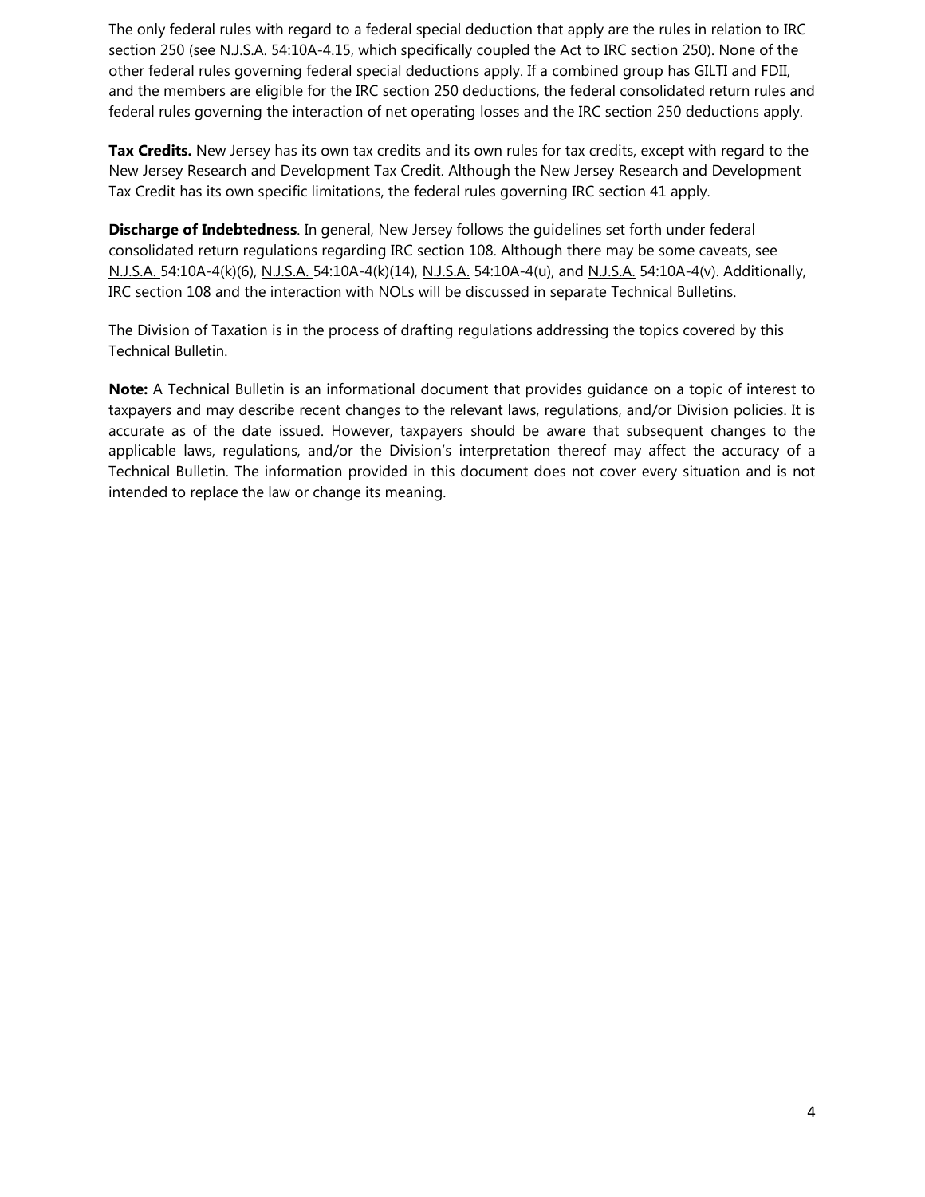The only federal rules with regard to a federal special deduction that apply are the rules in relation to IRC section 250 (see N.J.S.A. 54:10A-4.15, which specifically coupled the Act to IRC section 250). None of the other federal rules governing federal special deductions apply. If a combined group has GILTI and FDII, and the members are eligible for the IRC section 250 deductions, the federal consolidated return rules and federal rules governing the interaction of net operating losses and the IRC section 250 deductions apply.

**Tax Credits.** New Jersey has its own tax credits and its own rules for tax credits, except with regard to the New Jersey Research and Development Tax Credit. Although the New Jersey Research and Development Tax Credit has its own specific limitations, the federal rules governing IRC section 41 apply.

**Discharge of Indebtedness**. In general, New Jersey follows the guidelines set forth under federal consolidated return regulations regarding IRC section 108. Although there may be some caveats, see N.J.S.A. 54:10A-4(k)(6), N.J.S.A. 54:10A-4(k)(14), N.J.S.A. 54:10A-4(u), and N.J.S.A. 54:10A-4(v). Additionally, IRC section 108 and the interaction with NOLs will be discussed in separate Technical Bulletins.

The Division of Taxation is in the process of drafting regulations addressing the topics covered by this Technical Bulletin.

**Note:** A Technical Bulletin is an informational document that provides guidance on a topic of interest to taxpayers and may describe recent changes to the relevant laws, regulations, and/or Division policies. It is accurate as of the date issued. However, taxpayers should be aware that subsequent changes to the applicable laws, regulations, and/or the Division's interpretation thereof may affect the accuracy of a Technical Bulletin. The information provided in this document does not cover every situation and is not intended to replace the law or change its meaning.